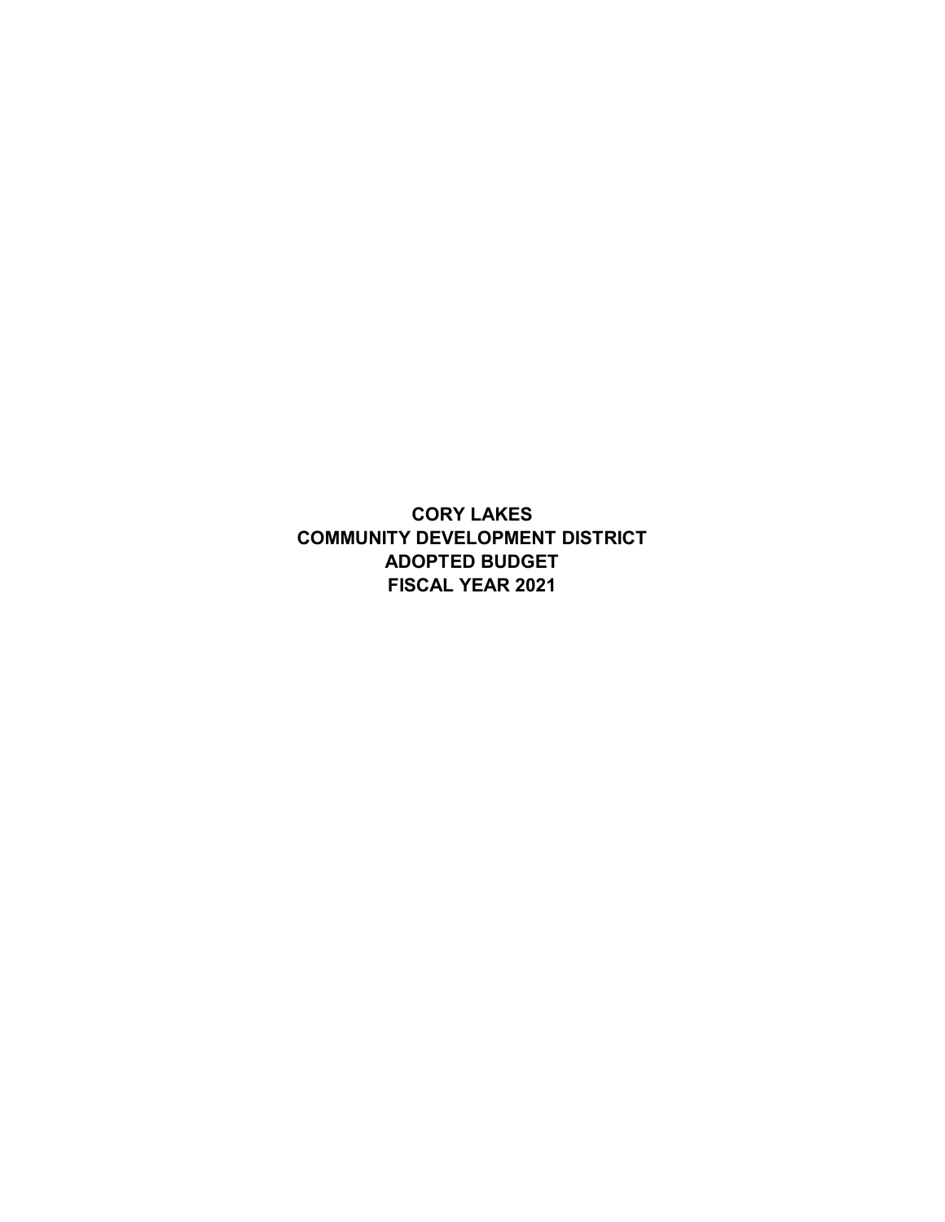# CORY LAKES
# COMMUNITY DEVELOPMENT DISTRICT
# ADOPTED BUDGET
# FISCAL YEAR 2021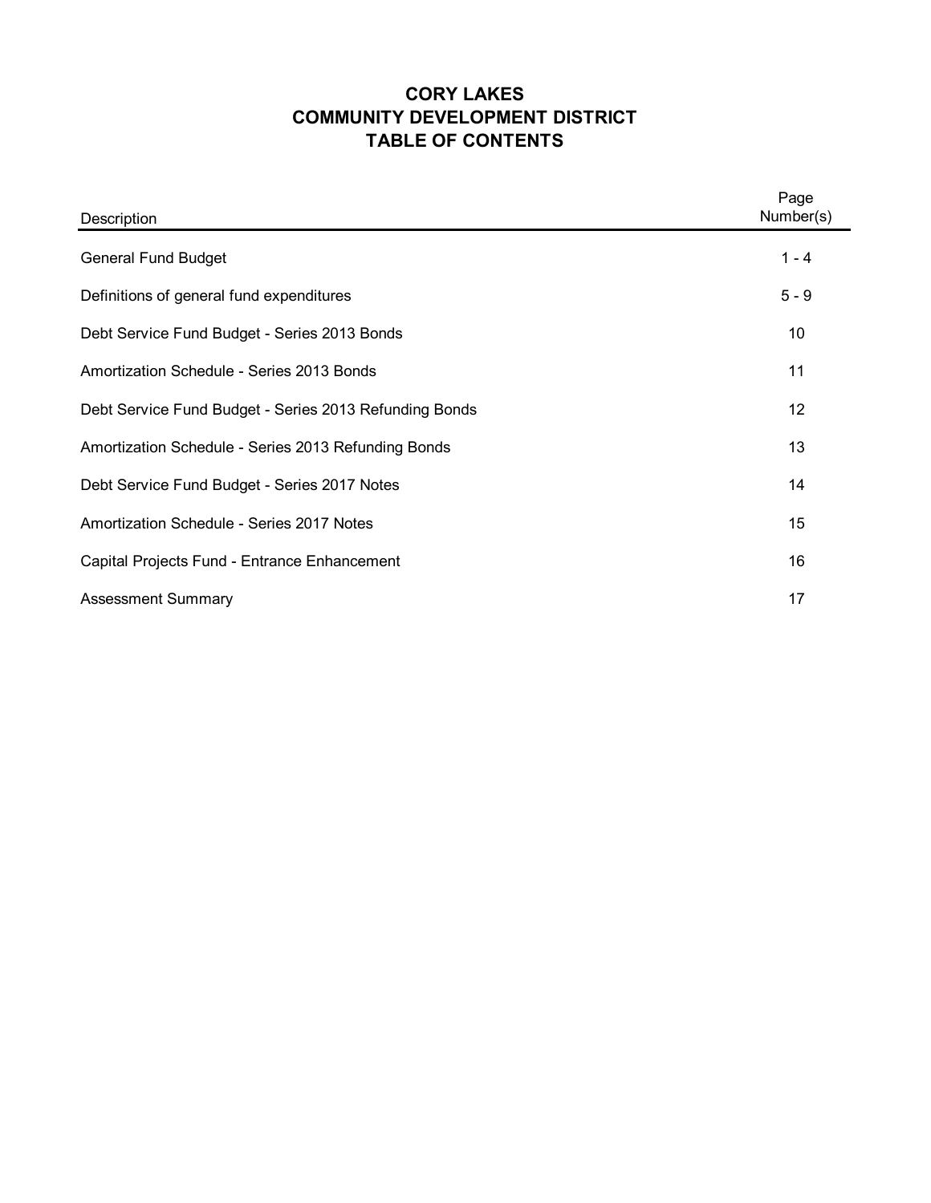# CORY LAKES
# COMMUNITY DEVELOPMENT DISTRICT
# TABLE OF CONTENTS

| Description | Page Number(s) |
|---|---|
| General Fund Budget | 1 - 4 |
| Definitions of general fund expenditures | 5 - 9 |
| Debt Service Fund Budget - Series 2013 Bonds | 10 |
| Amortization Schedule - Series 2013 Bonds | 11 |
| Debt Service Fund Budget - Series 2013 Refunding Bonds | 12 |
| Amortization Schedule - Series 2013 Refunding Bonds | 13 |
| Debt Service Fund Budget - Series 2017 Notes | 14 |
| Amortization Schedule - Series 2017 Notes | 15 |
| Capital Projects Fund - Entrance Enhancement | 16 |
| Assessment Summary | 17 |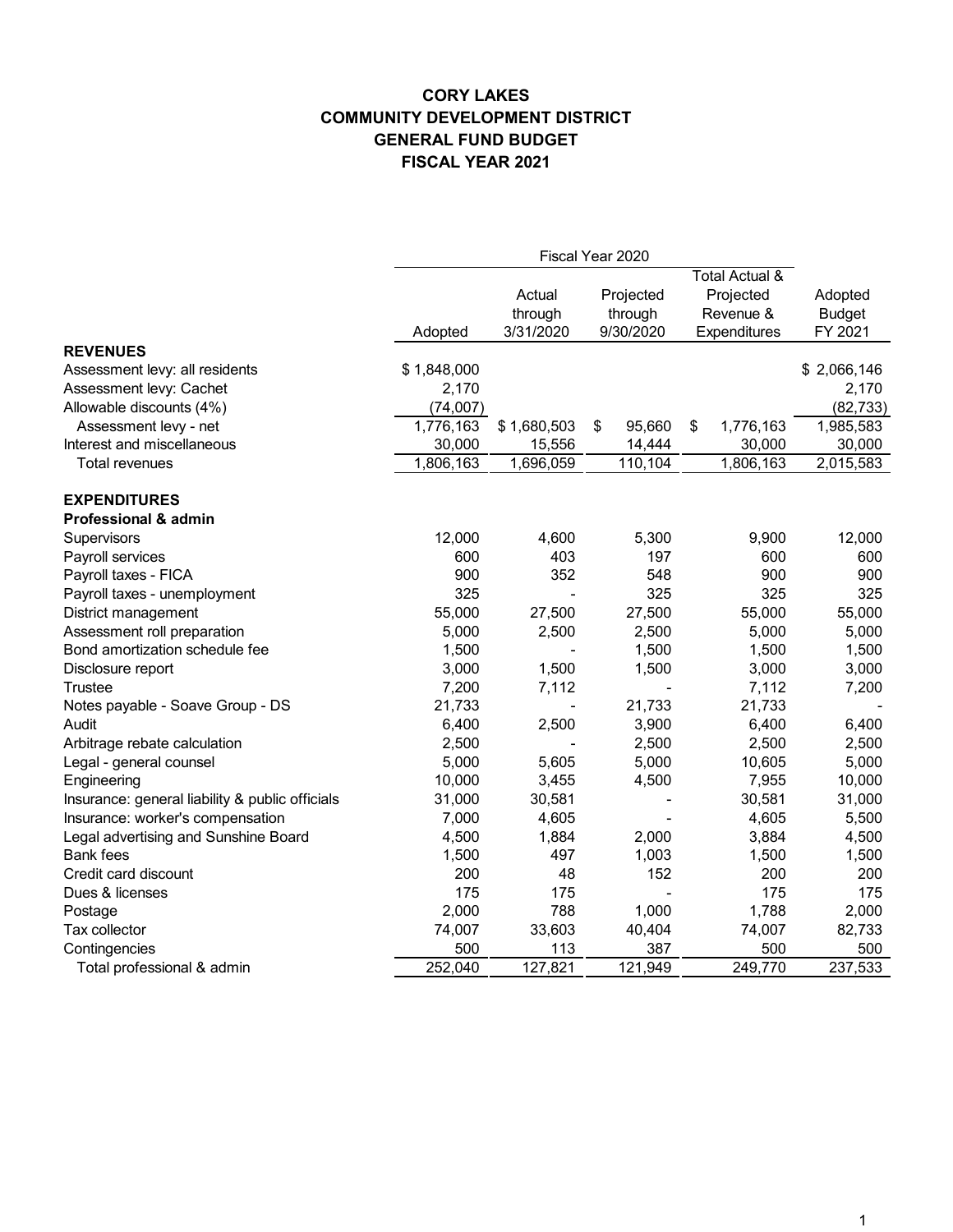# CORY LAKES
# COMMUNITY DEVELOPMENT DISTRICT
# GENERAL FUND BUDGET
# FISCAL YEAR 2021

| | Fiscal Year 2020 | | | | |
|---|---|---|---|---|---|
| | Adopted | Actual through 3/31/2020 | Projected through 9/30/2020 | Total Actual & Projected Revenue & Expenditures | Adopted Budget FY 2021 |
| **REVENUES** | | | | | |
| Assessment levy: all residents | $ 1,848,000 | | | | $ 2,066,146 |
| Assessment levy: Cachet | 2,170 | | | | 2,170 |
| Allowable discounts (4%) | (74,007) | | | | (82,733) |
| Assessment levy - net | 1,776,163 | $ 1,680,503 | $ 95,660 | $ 1,776,163 | 1,985,583 |
| Interest and miscellaneous | 30,000 | 15,556 | 14,444 | 30,000 | 30,000 |
| Total revenues | 1,806,163 | 1,696,059 | 110,104 | 1,806,163 | 2,015,583 |
| | | | | | |
| **EXPENDITURES** | | | | | |
| **Professional & admin** | | | | | |
| Supervisors | 12,000 | 4,600 | 5,300 | 9,900 | 12,000 |
| Payroll services | 600 | 403 | 197 | 600 | 600 |
| Payroll taxes - FICA | 900 | 352 | 548 | 900 | 900 |
| Payroll taxes - unemployment | 325 | - | 325 | 325 | 325 |
| District management | 55,000 | 27,500 | 27,500 | 55,000 | 55,000 |
| Assessment roll preparation | 5,000 | 2,500 | 2,500 | 5,000 | 5,000 |
| Bond amortization schedule fee | 1,500 | - | 1,500 | 1,500 | 1,500 |
| Disclosure report | 3,000 | 1,500 | 1,500 | 3,000 | 3,000 |
| Trustee | 7,200 | 7,112 | - | 7,112 | 7,200 |
| Notes payable - Soave Group - DS | 21,733 | - | 21,733 | 21,733 | - |
| Audit | 6,400 | 2,500 | 3,900 | 6,400 | 6,400 |
| Arbitrage rebate calculation | 2,500 | - | 2,500 | 2,500 | 2,500 |
| Legal - general counsel | 5,000 | 5,605 | 5,000 | 10,605 | 5,000 |
| Engineering | 10,000 | 3,455 | 4,500 | 7,955 | 10,000 |
| Insurance: general liability & public officials | 31,000 | 30,581 | - | 30,581 | 31,000 |
| Insurance: worker's compensation | 7,000 | 4,605 | - | 4,605 | 5,500 |
| Legal advertising and Sunshine Board | 4,500 | 1,884 | 2,000 | 3,884 | 4,500 |
| Bank fees | 1,500 | 497 | 1,003 | 1,500 | 1,500 |
| Credit card discount | 200 | 48 | 152 | 200 | 200 |
| Dues & licenses | 175 | 175 | - | 175 | 175 |
| Postage | 2,000 | 788 | 1,000 | 1,788 | 2,000 |
| Tax collector | 74,007 | 33,603 | 40,404 | 74,007 | 82,733 |
| Contingencies | 500 | 113 | 387 | 500 | 500 |
| Total professional & admin | 252,040 | 127,821 | 121,949 | 249,770 | 237,533 |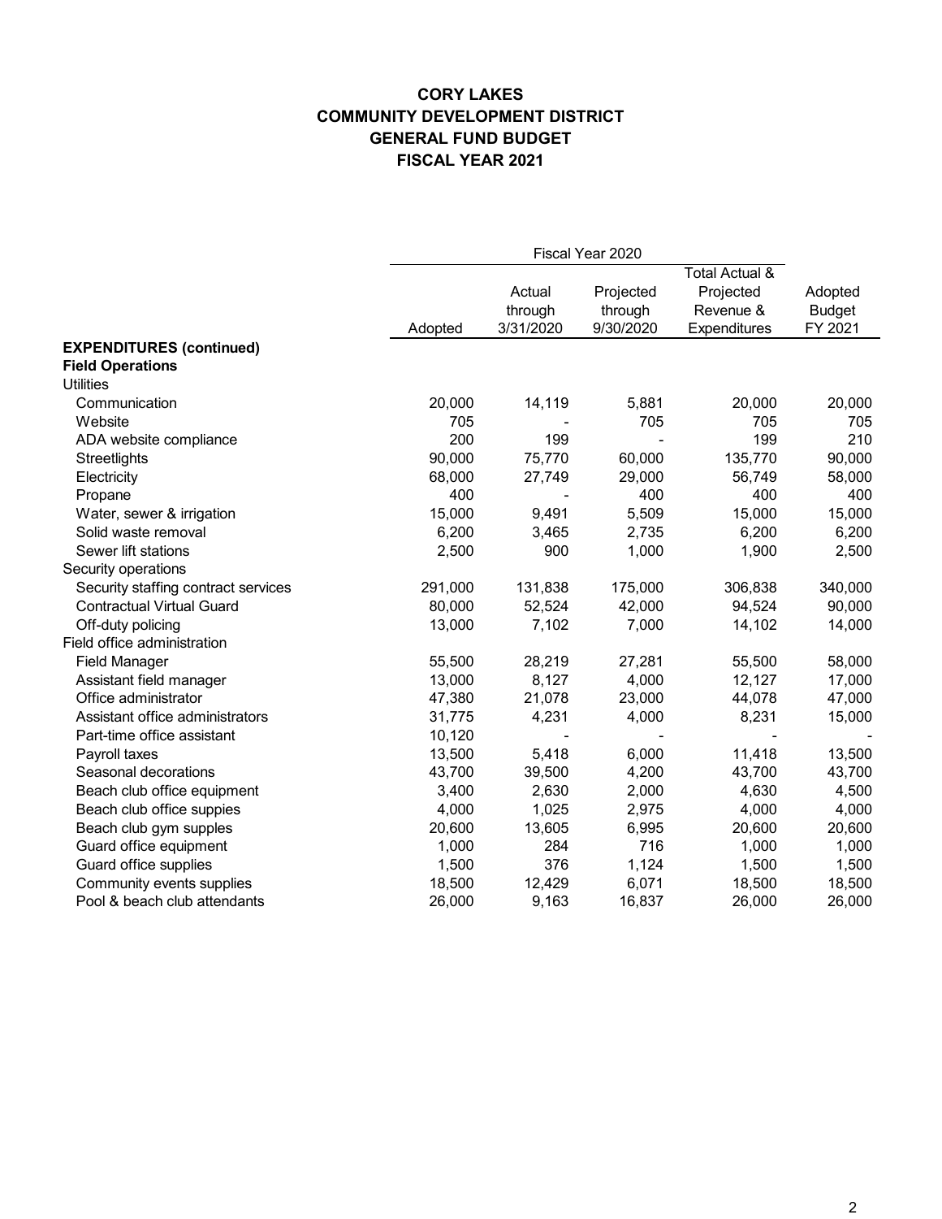**CORY LAKES**
**COMMUNITY DEVELOPMENT DISTRICT**
**GENERAL FUND BUDGET**
**FISCAL YEAR 2021**

| | Fiscal Year 2020 | | | | |
|---|---|---|---|---|---|
| | Adopted | Actual through 3/31/2020 | Projected through 9/30/2020 | Total Actual & Projected Revenue & Expenditures | Adopted Budget FY 2021 |
| **EXPENDITURES (continued)** | | | | | |
| **Field Operations** | | | | | |
| Utilities | | | | | |
| Communication | 20,000 | 14,119 | 5,881 | 20,000 | 20,000 |
| Website | 705 | - | 705 | 705 | 705 |
| ADA website compliance | 200 | 199 | - | 199 | 210 |
| Streetlights | 90,000 | 75,770 | 60,000 | 135,770 | 90,000 |
| Electricity | 68,000 | 27,749 | 29,000 | 56,749 | 58,000 |
| Propane | 400 | - | 400 | 400 | 400 |
| Water, sewer & irrigation | 15,000 | 9,491 | 5,509 | 15,000 | 15,000 |
| Solid waste removal | 6,200 | 3,465 | 2,735 | 6,200 | 6,200 |
| Sewer lift stations | 2,500 | 900 | 1,000 | 1,900 | 2,500 |
| Security operations | | | | | |
| Security staffing contract services | 291,000 | 131,838 | 175,000 | 306,838 | 340,000 |
| Contractual Virtual Guard | 80,000 | 52,524 | 42,000 | 94,524 | 90,000 |
| Off-duty policing | 13,000 | 7,102 | 7,000 | 14,102 | 14,000 |
| Field office administration | | | | | |
| Field Manager | 55,500 | 28,219 | 27,281 | 55,500 | 58,000 |
| Assistant field manager | 13,000 | 8,127 | 4,000 | 12,127 | 17,000 |
| Office administrator | 47,380 | 21,078 | 23,000 | 44,078 | 47,000 |
| Assistant office administrators | 31,775 | 4,231 | 4,000 | 8,231 | 15,000 |
| Part-time office assistant | 10,120 | - | - | - | - |
| Payroll taxes | 13,500 | 5,418 | 6,000 | 11,418 | 13,500 |
| Seasonal decorations | 43,700 | 39,500 | 4,200 | 43,700 | 43,700 |
| Beach club office equipment | 3,400 | 2,630 | 2,000 | 4,630 | 4,500 |
| Beach club office suppies | 4,000 | 1,025 | 2,975 | 4,000 | 4,000 |
| Beach club gym supples | 20,600 | 13,605 | 6,995 | 20,600 | 20,600 |
| Guard office equipment | 1,000 | 284 | 716 | 1,000 | 1,000 |
| Guard office supplies | 1,500 | 376 | 1,124 | 1,500 | 1,500 |
| Community events supplies | 18,500 | 12,429 | 6,071 | 18,500 | 18,500 |
| Pool & beach club attendants | 26,000 | 9,163 | 16,837 | 26,000 | 26,000 |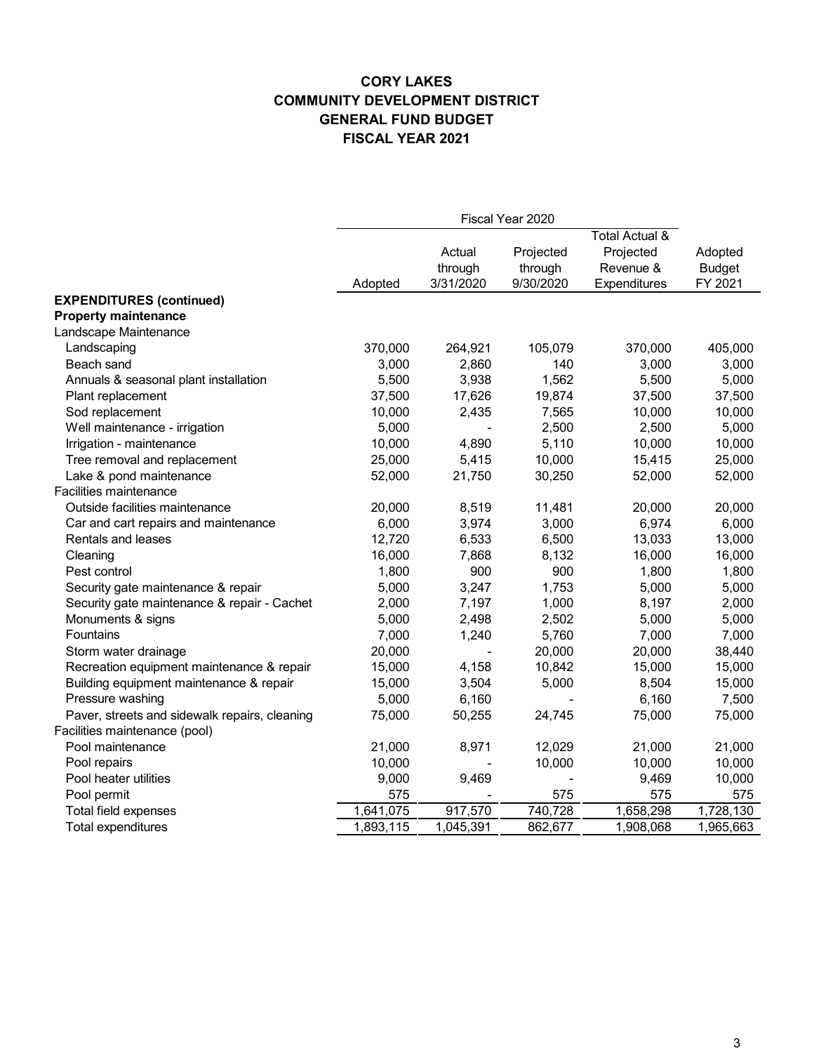# CORY LAKES
# COMMUNITY DEVELOPMENT DISTRICT
# GENERAL FUND BUDGET
# FISCAL YEAR 2021

| | Fiscal Year 2020 | | | | |
|---|---|---|---|---|---|
| | Adopted | Actual through 3/31/2020 | Projected through 9/30/2020 | Total Actual & Projected Revenue & Expenditures | Adopted Budget FY 2021 |
| **EXPENDITURES (continued)** | | | | | |
| **Property maintenance** | | | | | |
| Landscape Maintenance | | | | | |
| Landscaping | 370,000 | 264,921 | 105,079 | 370,000 | 405,000 |
| Beach sand | 3,000 | 2,860 | 140 | 3,000 | 3,000 |
| Annuals & seasonal plant installation | 5,500 | 3,938 | 1,562 | 5,500 | 5,000 |
| Plant replacement | 37,500 | 17,626 | 19,874 | 37,500 | 37,500 |
| Sod replacement | 10,000 | 2,435 | 7,565 | 10,000 | 10,000 |
| Well maintenance - irrigation | 5,000 | - | 2,500 | 2,500 | 5,000 |
| Irrigation - maintenance | 10,000 | 4,890 | 5,110 | 10,000 | 10,000 |
| Tree removal and replacement | 25,000 | 5,415 | 10,000 | 15,415 | 25,000 |
| Lake & pond maintenance | 52,000 | 21,750 | 30,250 | 52,000 | 52,000 |
| Facilities maintenance | | | | | |
| Outside facilities maintenance | 20,000 | 8,519 | 11,481 | 20,000 | 20,000 |
| Car and cart repairs and maintenance | 6,000 | 3,974 | 3,000 | 6,974 | 6,000 |
| Rentals and leases | 12,720 | 6,533 | 6,500 | 13,033 | 13,000 |
| Cleaning | 16,000 | 7,868 | 8,132 | 16,000 | 16,000 |
| Pest control | 1,800 | 900 | 900 | 1,800 | 1,800 |
| Security gate maintenance & repair | 5,000 | 3,247 | 1,753 | 5,000 | 5,000 |
| Security gate maintenance & repair - Cachet | 2,000 | 7,197 | 1,000 | 8,197 | 2,000 |
| Monuments & signs | 5,000 | 2,498 | 2,502 | 5,000 | 5,000 |
| Fountains | 7,000 | 1,240 | 5,760 | 7,000 | 7,000 |
| Storm water drainage | 20,000 | - | 20,000 | 20,000 | 38,440 |
| Recreation equipment maintenance & repair | 15,000 | 4,158 | 10,842 | 15,000 | 15,000 |
| Building equipment maintenance & repair | 15,000 | 3,504 | 5,000 | 8,504 | 15,000 |
| Pressure washing | 5,000 | 6,160 | - | 6,160 | 7,500 |
| Paver, streets and sidewalk repairs, cleaning | 75,000 | 50,255 | 24,745 | 75,000 | 75,000 |
| Facilities maintenance (pool) | | | | | |
| Pool maintenance | 21,000 | 8,971 | 12,029 | 21,000 | 21,000 |
| Pool repairs | 10,000 | - | 10,000 | 10,000 | 10,000 |
| Pool heater utilities | 9,000 | 9,469 | - | 9,469 | 10,000 |
| Pool permit | 575 | - | 575 | 575 | 575 |
| Total field expenses | 1,641,075 | 917,570 | 740,728 | 1,658,298 | 1,728,130 |
| Total expenditures | 1,893,115 | 1,045,391 | 862,677 | 1,908,068 | 1,965,663 |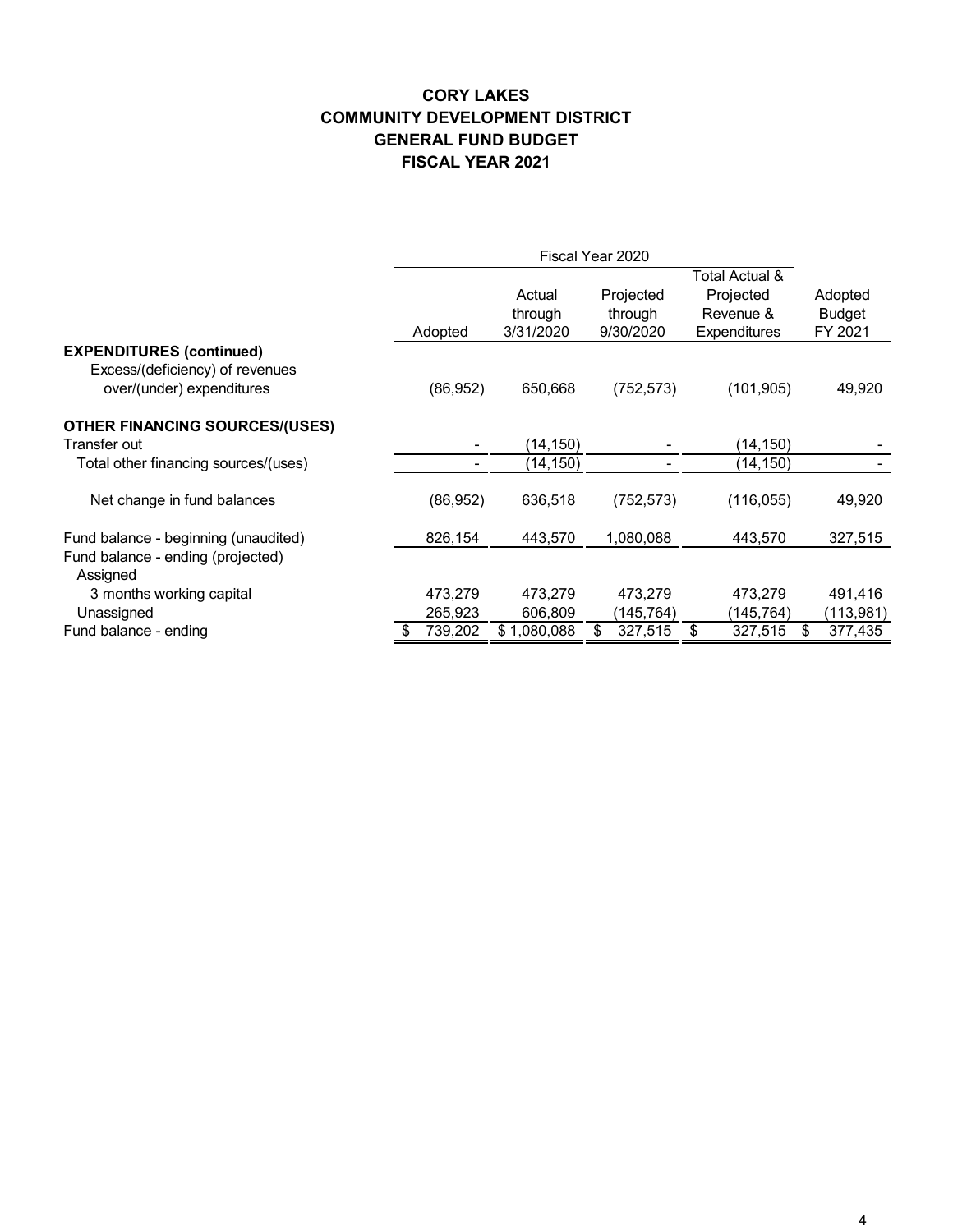**CORY LAKES**
**COMMUNITY DEVELOPMENT DISTRICT**
**GENERAL FUND BUDGET**
**FISCAL YEAR 2021**

| | Fiscal Year 2020 | | | | |
|---|---|---|---|---|---|
| | Adopted | Actual through 3/31/2020 | Projected through 9/30/2020 | Total Actual & Projected Revenue & Expenditures | Adopted Budget FY 2021 |
| **EXPENDITURES (continued)** | | | | | |
| Excess/(deficiency) of revenues over/(under) expenditures | (86,952) | 650,668 | (752,573) | (101,905) | 49,920 |
| **OTHER FINANCING SOURCES/(USES)** | | | | | |
| Transfer out | - | (14,150) | - | (14,150) | - |
| Total other financing sources/(uses) | - | (14,150) | - | (14,150) | - |
| Net change in fund balances | (86,952) | 636,518 | (752,573) | (116,055) | 49,920 |
| Fund balance - beginning (unaudited) | 826,154 | 443,570 | 1,080,088 | 443,570 | 327,515 |
| Fund balance - ending (projected) | | | | | |
| Assigned | | | | | |
| 3 months working capital | 473,279 | 473,279 | 473,279 | 473,279 | 491,416 |
| Unassigned | 265,923 | 606,809 | (145,764) | (145,764) | (113,981) |
| Fund balance - ending | $ 739,202 | $ 1,080,088 | $ 327,515 | $ 327,515 | $ 377,435 |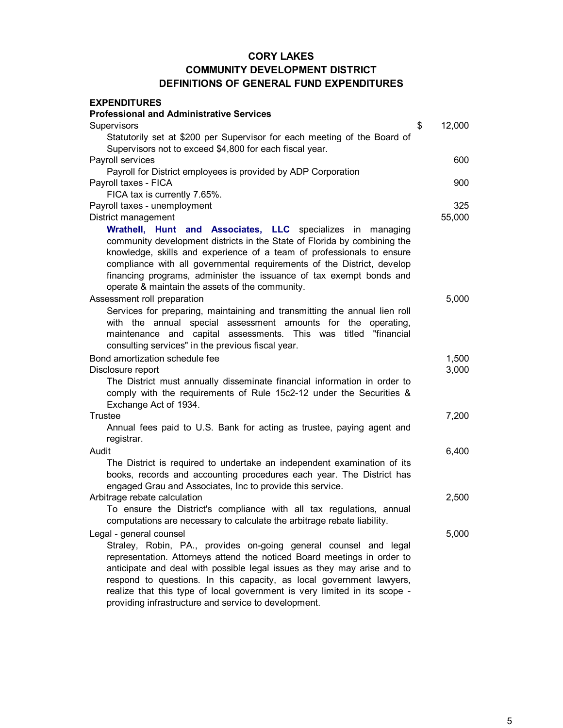# CORY LAKES
# COMMUNITY DEVELOPMENT DISTRICT
# DEFINITIONS OF GENERAL FUND EXPENDITURES

**EXPENDITURES**

**Professional and Administrative Services**

| | |
|---|---|
| Supervisors | $ 12,000 |
| Statutorily set at $200 per Supervisor for each meeting of the Board of Supervisors not to exceed $4,800 for each fiscal year. | |
| Payroll services | 600 |
| Payroll for District employees is provided by ADP Corporation | |
| Payroll taxes - FICA | 900 |
| FICA tax is currently 7.65%. | |
| Payroll taxes - unemployment | 325 |
| District management | 55,000 |
| **Wrathell, Hunt and Associates, LLC** specializes in managing community development districts in the State of Florida by combining the knowledge, skills and experience of a team of professionals to ensure compliance with all governmental requirements of the District, develop financing programs, administer the issuance of tax exempt bonds and operate & maintain the assets of the community. | |
| Assessment roll preparation | 5,000 |
| Services for preparing, maintaining and transmitting the annual lien roll with the annual special assessment amounts for the operating, maintenance and capital assessments. This was titled "financial consulting services" in the previous fiscal year. | |
| Bond amortization schedule fee | 1,500 |
| Disclosure report | 3,000 |
| The District must annually disseminate financial information in order to comply with the requirements of Rule 15c2-12 under the Securities & Exchange Act of 1934. | |
| Trustee | 7,200 |
| Annual fees paid to U.S. Bank for acting as trustee, paying agent and registrar. | |
| Audit | 6,400 |
| The District is required to undertake an independent examination of its books, records and accounting procedures each year. The District has engaged Grau and Associates, Inc to provide this service. | |
| Arbitrage rebate calculation | 2,500 |
| To ensure the District's compliance with all tax regulations, annual computations are necessary to calculate the arbitrage rebate liability. | |
| Legal - general counsel | 5,000 |
| Straley, Robin, PA., provides on-going general counsel and legal representation. Attorneys attend the noticed Board meetings in order to anticipate and deal with possible legal issues as they may arise and to respond to questions. In this capacity, as local government lawyers, realize that this type of local government is very limited in its scope - providing infrastructure and service to development. | |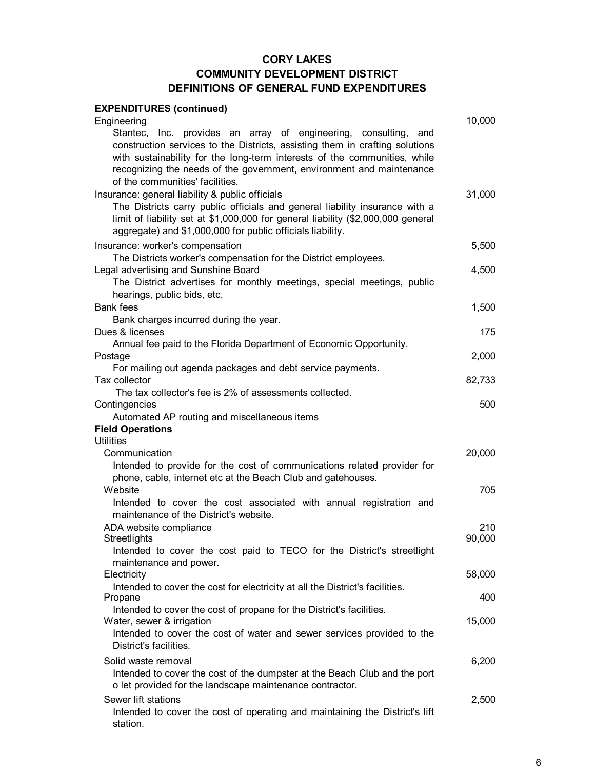# CORY LAKES
## COMMUNITY DEVELOPMENT DISTRICT
## DEFINITIONS OF GENERAL FUND EXPENDITURES

**EXPENDITURES (continued)**

| | |
|---|---:|
| Engineering | 10,000 |
| Stantec, Inc. provides an array of engineering, consulting, and construction services to the Districts, assisting them in crafting solutions with sustainability for the long-term interests of the communities, while recognizing the needs of the government, environment and maintenance of the communities' facilities. | |
| Insurance: general liability & public officials | 31,000 |
| The Districts carry public officials and general liability insurance with a limit of liability set at $1,000,000 for general liability ($2,000,000 general aggregate) and $1,000,000 for public officials liability. | |
| Insurance: worker's compensation | 5,500 |
| The Districts worker's compensation for the District employees. | |
| Legal advertising and Sunshine Board | 4,500 |
| The District advertises for monthly meetings, special meetings, public hearings, public bids, etc. | |
| Bank fees | 1,500 |
| Bank charges incurred during the year. | |
| Dues & licenses | 175 |
| Annual fee paid to the Florida Department of Economic Opportunity. | |
| Postage | 2,000 |
| For mailing out agenda packages and debt service payments. | |
| Tax collector | 82,733 |
| The tax collector's fee is 2% of assessments collected. | |
| Contingencies | 500 |
| Automated AP routing and miscellaneous items | |
| **Field Operations** | |
| Utilities | |
| Communication | 20,000 |
| Intended to provide for the cost of communications related provider for phone, cable, internet etc at the Beach Club and gatehouses. | |
| Website | 705 |
| Intended to cover the cost associated with annual registration and maintenance of the District's website. | |
| ADA website compliance | 210 |
| Streetlights | 90,000 |
| Intended to cover the cost paid to TECO for the District's streetlight maintenance and power. | |
| Electricity | 58,000 |
| Intended to cover the cost for electricity at all the District's facilities. | |
| Propane | 400 |
| Intended to cover the cost of propane for the District's facilities. | |
| Water, sewer & irrigation | 15,000 |
| Intended to cover the cost of water and sewer services provided to the District's facilities. | |
| Solid waste removal | 6,200 |
| Intended to cover the cost of the dumpster at the Beach Club and the port o let provided for the landscape maintenance contractor. | |
| Sewer lift stations | 2,500 |
| Intended to cover the cost of operating and maintaining the District's lift station. | |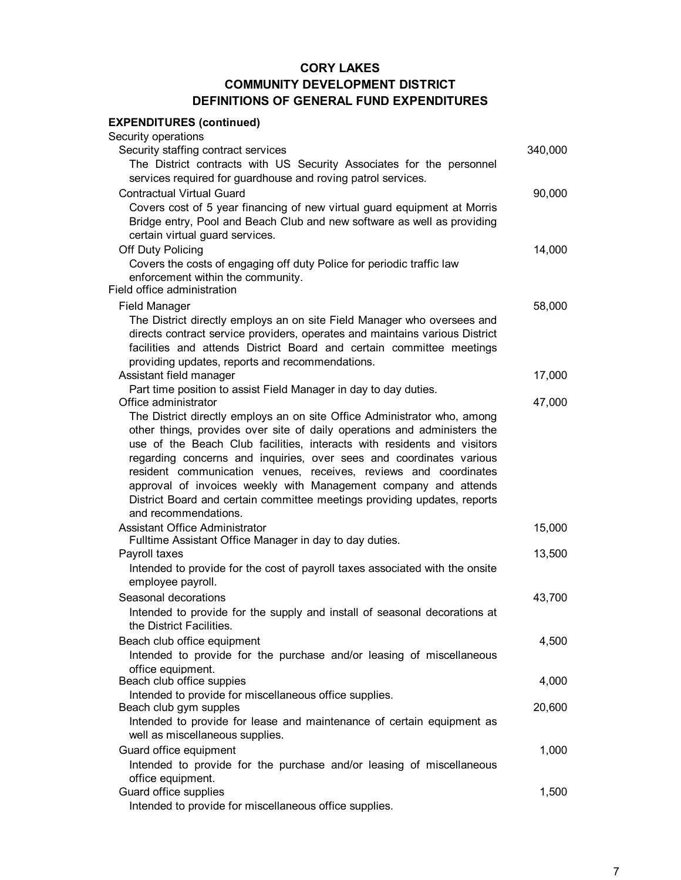# CORY LAKES
## COMMUNITY DEVELOPMENT DISTRICT
## DEFINITIONS OF GENERAL FUND EXPENDITURES

| **EXPENDITURES (continued)** | |
|---|---|
| Security operations | |
| Security staffing contract services | 340,000 |
| The District contracts with US Security Associates for the personnel services required for guardhouse and roving patrol services. | |
| Contractual Virtual Guard | 90,000 |
| Covers cost of 5 year financing of new virtual guard equipment at Morris Bridge entry, Pool and Beach Club and new software as well as providing certain virtual guard services. | |
| Off Duty Policing | 14,000 |
| Covers the costs of engaging off duty Police for periodic traffic law enforcement within the community. | |
| Field office administration | |
| Field Manager | 58,000 |
| The District directly employs an on site Field Manager who oversees and directs contract service providers, operates and maintains various District facilities and attends District Board and certain committee meetings providing updates, reports and recommendations. | |
| Assistant field manager | 17,000 |
| Part time position to assist Field Manager in day to day duties. | |
| Office administrator | 47,000 |
| The District directly employs an on site Office Administrator who, among other things, provides over site of daily operations and administers the use of the Beach Club facilities, interacts with residents and visitors regarding concerns and inquiries, over sees and coordinates various resident communication venues, receives, reviews and coordinates approval of invoices weekly with Management company and attends District Board and certain committee meetings providing updates, reports and recommendations. | |
| Assistant Office Administrator | 15,000 |
| Fulltime Assistant Office Manager in day to day duties. | |
| Payroll taxes | 13,500 |
| Intended to provide for the cost of payroll taxes associated with the onsite employee payroll. | |
| Seasonal decorations | 43,700 |
| Intended to provide for the supply and install of seasonal decorations at the District Facilities. | |
| Beach club office equipment | 4,500 |
| Intended to provide for the purchase and/or leasing of miscellaneous office equipment. | |
| Beach club office suppies | 4,000 |
| Intended to provide for miscellaneous office supplies. | |
| Beach club gym supples | 20,600 |
| Intended to provide for lease and maintenance of certain equipment as well as miscellaneous supplies. | |
| Guard office equipment | 1,000 |
| Intended to provide for the purchase and/or leasing of miscellaneous office equipment. | |
| Guard office supplies | 1,500 |
| Intended to provide for miscellaneous office supplies. | |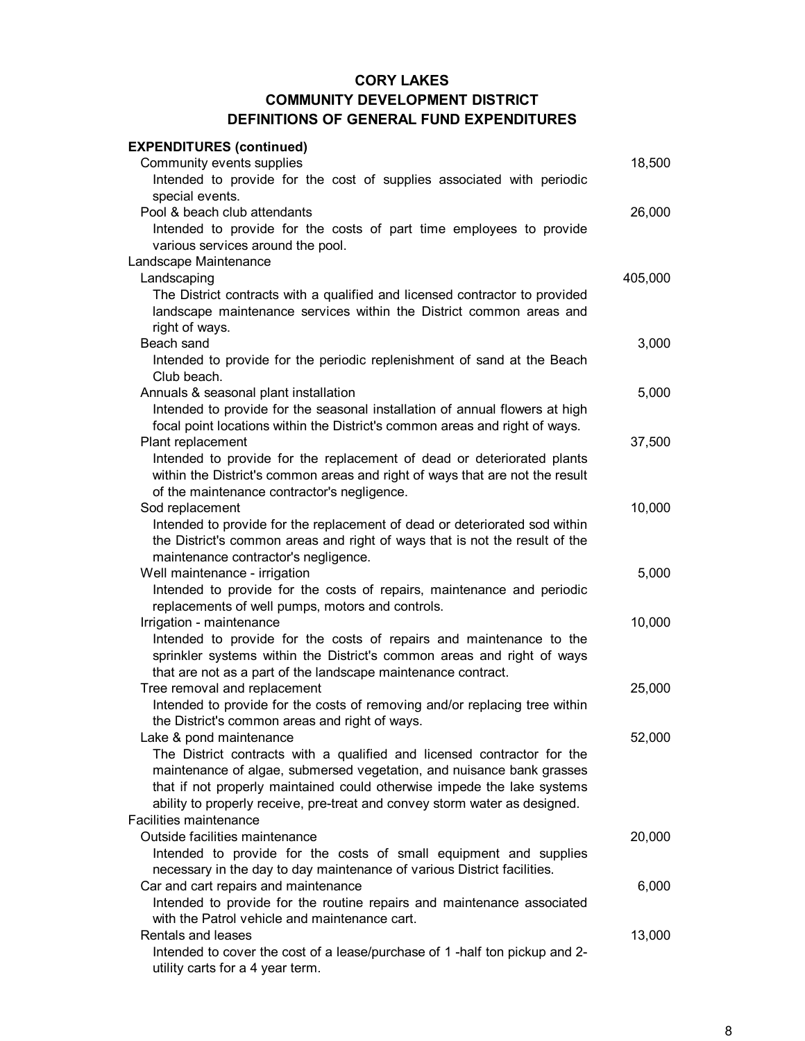# CORY LAKES
## COMMUNITY DEVELOPMENT DISTRICT
## DEFINITIONS OF GENERAL FUND EXPENDITURES

| | |
|---|---:|
| **EXPENDITURES (continued)** | |
| Community events supplies | 18,500 |
| Intended to provide for the cost of supplies associated with periodic special events. | |
| Pool & beach club attendants | 26,000 |
| Intended to provide for the costs of part time employees to provide various services around the pool. | |
| Landscape Maintenance | |
| Landscaping | 405,000 |
| The District contracts with a qualified and licensed contractor to provided landscape maintenance services within the District common areas and right of ways. | |
| Beach sand | 3,000 |
| Intended to provide for the periodic replenishment of sand at the Beach Club beach. | |
| Annuals & seasonal plant installation | 5,000 |
| Intended to provide for the seasonal installation of annual flowers at high focal point locations within the District's common areas and right of ways. | |
| Plant replacement | 37,500 |
| Intended to provide for the replacement of dead or deteriorated plants within the District's common areas and right of ways that are not the result of the maintenance contractor's negligence. | |
| Sod replacement | 10,000 |
| Intended to provide for the replacement of dead or deteriorated sod within the District's common areas and right of ways that is not the result of the maintenance contractor's negligence. | |
| Well maintenance - irrigation | 5,000 |
| Intended to provide for the costs of repairs, maintenance and periodic replacements of well pumps, motors and controls. | |
| Irrigation - maintenance | 10,000 |
| Intended to provide for the costs of repairs and maintenance to the sprinkler systems within the District's common areas and right of ways that are not as a part of the landscape maintenance contract. | |
| Tree removal and replacement | 25,000 |
| Intended to provide for the costs of removing and/or replacing tree within the District's common areas and right of ways. | |
| Lake & pond maintenance | 52,000 |
| The District contracts with a qualified and licensed contractor for the maintenance of algae, submersed vegetation, and nuisance bank grasses that if not properly maintained could otherwise impede the lake systems ability to properly receive, pre-treat and convey storm water as designed. | |
| Facilities maintenance | |
| Outside facilities maintenance | 20,000 |
| Intended to provide for the costs of small equipment and supplies necessary in the day to day maintenance of various District facilities. | |
| Car and cart repairs and maintenance | 6,000 |
| Intended to provide for the routine repairs and maintenance associated with the Patrol vehicle and maintenance cart. | |
| Rentals and leases | 13,000 |
| Intended to cover the cost of a lease/purchase of 1 -half ton pickup and 2- utility carts for a 4 year term. | |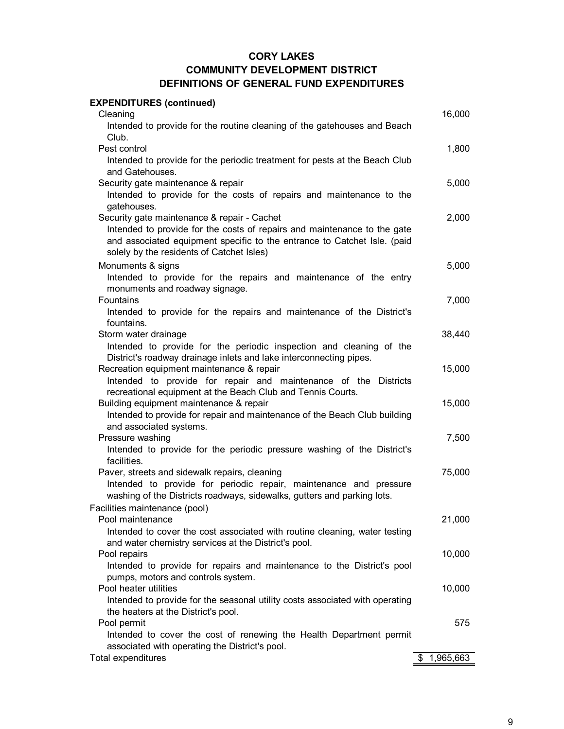# CORY LAKES
## COMMUNITY DEVELOPMENT DISTRICT
## DEFINITIONS OF GENERAL FUND EXPENDITURES

| **EXPENDITURES (continued)** | |
|---|---|
| Cleaning | 16,000 |
| Intended to provide for the routine cleaning of the gatehouses and Beach Club. | |
| Pest control | 1,800 |
| Intended to provide for the periodic treatment for pests at the Beach Club and Gatehouses. | |
| Security gate maintenance & repair | 5,000 |
| Intended to provide for the costs of repairs and maintenance to the gatehouses. | |
| Security gate maintenance & repair - Cachet | 2,000 |
| Intended to provide for the costs of repairs and maintenance to the gate and associated equipment specific to the entrance to Catchet Isle. (paid solely by the residents of Catchet Isles) | |
| Monuments & signs | 5,000 |
| Intended to provide for the repairs and maintenance of the entry monuments and roadway signage. | |
| Fountains | 7,000 |
| Intended to provide for the repairs and maintenance of the District's fountains. | |
| Storm water drainage | 38,440 |
| Intended to provide for the periodic inspection and cleaning of the District's roadway drainage inlets and lake interconnecting pipes. | |
| Recreation equipment maintenance & repair | 15,000 |
| Intended to provide for repair and maintenance of the Districts recreational equipment at the Beach Club and Tennis Courts. | |
| Building equipment maintenance & repair | 15,000 |
| Intended to provide for repair and maintenance of the Beach Club building and associated systems. | |
| Pressure washing | 7,500 |
| Intended to provide for the periodic pressure washing of the District's facilities. | |
| Paver, streets and sidewalk repairs, cleaning | 75,000 |
| Intended to provide for periodic repair, maintenance and pressure washing of the Districts roadways, sidewalks, gutters and parking lots. | |
| Facilities maintenance (pool) | |
| Pool maintenance | 21,000 |
| Intended to cover the cost associated with routine cleaning, water testing and water chemistry services at the District's pool. | |
| Pool repairs | 10,000 |
| Intended to provide for repairs and maintenance to the District's pool pumps, motors and controls system. | |
| Pool heater utilities | 10,000 |
| Intended to provide for the seasonal utility costs associated with operating the heaters at the District's pool. | |
| Pool permit | 575 |
| Intended to cover the cost of renewing the Health Department permit associated with operating the District's pool. | |
| Total expenditures | $ 1,965,663 |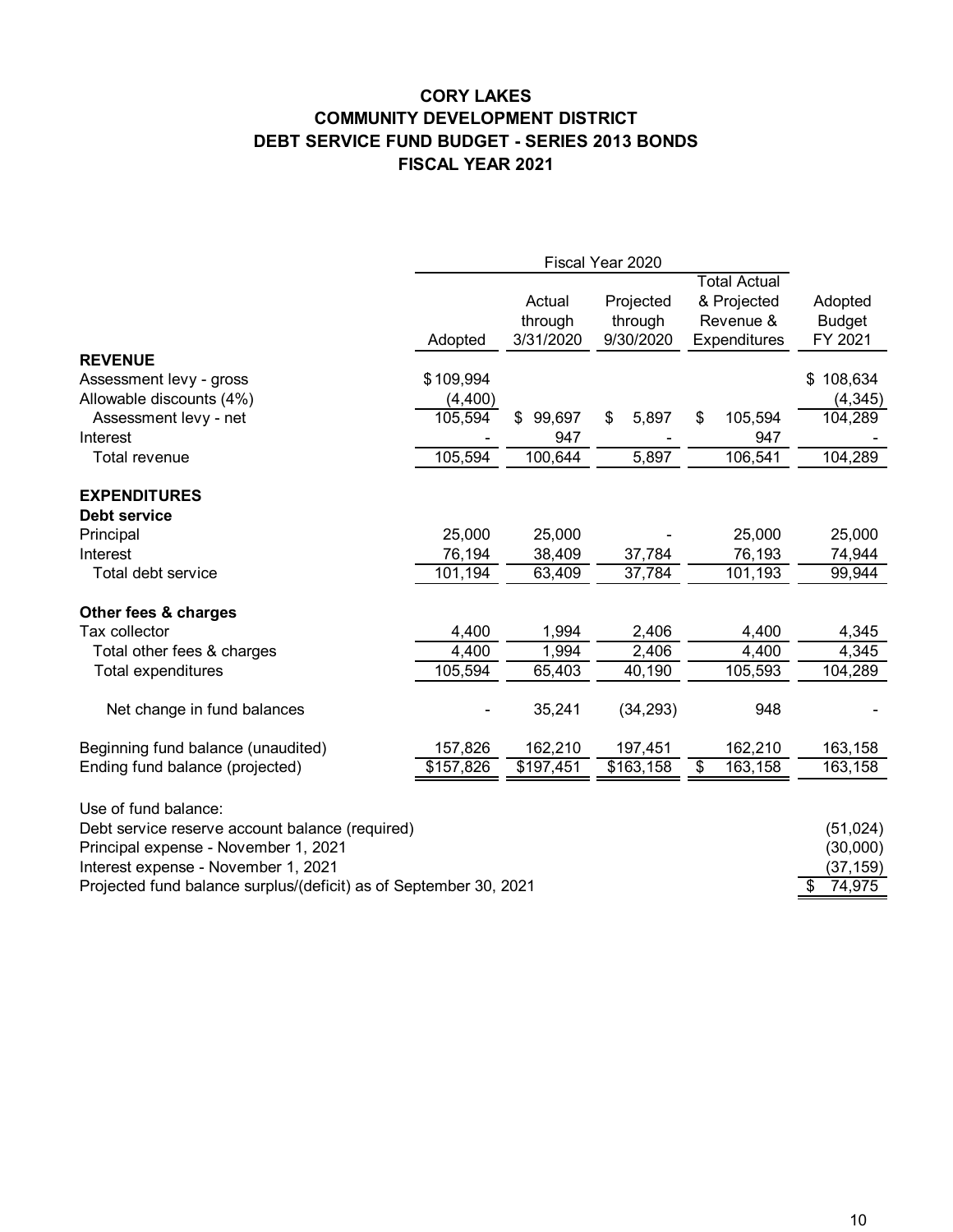# CORY LAKES
# COMMUNITY DEVELOPMENT DISTRICT
# DEBT SERVICE FUND BUDGET - SERIES 2013 BONDS
# FISCAL YEAR 2021

| | Fiscal Year 2020 | | | | |
|---|---|---|---|---|---|
| | Adopted | Actual through 3/31/2020 | Projected through 9/30/2020 | Total Actual & Projected Revenue & Expenditures | Adopted Budget FY 2021 |
| **REVENUE** | | | | | |
| Assessment levy - gross | $ 109,994 | | | | $ 108,634 |
| Allowable discounts (4%) | (4,400) | | | | (4,345) |
| Assessment levy - net | 105,594 | $ 99,697 | $ 5,897 | $ 105,594 | 104,289 |
| Interest | - | 947 | - | 947 | - |
| Total revenue | 105,594 | 100,644 | 5,897 | 106,541 | 104,289 |
| **EXPENDITURES** | | | | | |
| **Debt service** | | | | | |
| Principal | 25,000 | 25,000 | - | 25,000 | 25,000 |
| Interest | 76,194 | 38,409 | 37,784 | 76,193 | 74,944 |
| Total debt service | 101,194 | 63,409 | 37,784 | 101,193 | 99,944 |
| **Other fees & charges** | | | | | |
| Tax collector | 4,400 | 1,994 | 2,406 | 4,400 | 4,345 |
| Total other fees & charges | 4,400 | 1,994 | 2,406 | 4,400 | 4,345 |
| Total expenditures | 105,594 | 65,403 | 40,190 | 105,593 | 104,289 |
| Net change in fund balances | - | 35,241 | (34,293) | 948 | - |
| Beginning fund balance (unaudited) | 157,826 | 162,210 | 197,451 | 162,210 | 163,158 |
| Ending fund balance (projected) | $157,826 | $197,451 | $163,158 | $ 163,158 | 163,158 |

| Use of fund balance: | |
|---|---|
| Debt service reserve account balance (required) | (51,024) |
| Principal expense - November 1, 2021 | (30,000) |
| Interest expense - November 1, 2021 | (37,159) |
| Projected fund balance surplus/(deficit) as of September 30, 2021 | $ 74,975 |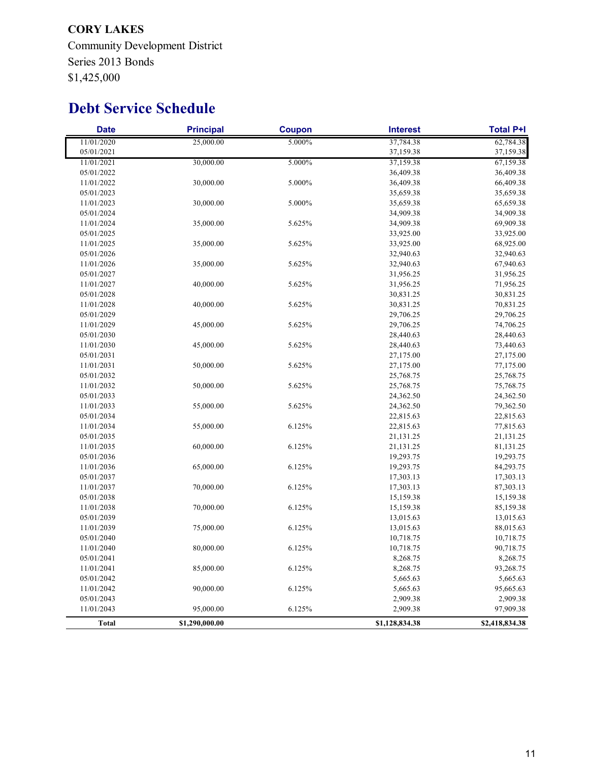**CORY LAKES**

Community Development District

Series 2013 Bonds

$1,425,000

## Debt Service Schedule

| Date | Principal | Coupon | Interest | Total P+I |
|---|---|---|---|---|
| 11/01/2020 | 25,000.00 | 5.000% | 37,784.38 | 62,784.38 |
| 05/01/2021 | | | 37,159.38 | 37,159.38 |
| 11/01/2021 | 30,000.00 | 5.000% | 37,159.38 | 67,159.38 |
| 05/01/2022 | | | 36,409.38 | 36,409.38 |
| 11/01/2022 | 30,000.00 | 5.000% | 36,409.38 | 66,409.38 |
| 05/01/2023 | | | 35,659.38 | 35,659.38 |
| 11/01/2023 | 30,000.00 | 5.000% | 35,659.38 | 65,659.38 |
| 05/01/2024 | | | 34,909.38 | 34,909.38 |
| 11/01/2024 | 35,000.00 | 5.625% | 34,909.38 | 69,909.38 |
| 05/01/2025 | | | 33,925.00 | 33,925.00 |
| 11/01/2025 | 35,000.00 | 5.625% | 33,925.00 | 68,925.00 |
| 05/01/2026 | | | 32,940.63 | 32,940.63 |
| 11/01/2026 | 35,000.00 | 5.625% | 32,940.63 | 67,940.63 |
| 05/01/2027 | | | 31,956.25 | 31,956.25 |
| 11/01/2027 | 40,000.00 | 5.625% | 31,956.25 | 71,956.25 |
| 05/01/2028 | | | 30,831.25 | 30,831.25 |
| 11/01/2028 | 40,000.00 | 5.625% | 30,831.25 | 70,831.25 |
| 05/01/2029 | | | 29,706.25 | 29,706.25 |
| 11/01/2029 | 45,000.00 | 5.625% | 29,706.25 | 74,706.25 |
| 05/01/2030 | | | 28,440.63 | 28,440.63 |
| 11/01/2030 | 45,000.00 | 5.625% | 28,440.63 | 73,440.63 |
| 05/01/2031 | | | 27,175.00 | 27,175.00 |
| 11/01/2031 | 50,000.00 | 5.625% | 27,175.00 | 77,175.00 |
| 05/01/2032 | | | 25,768.75 | 25,768.75 |
| 11/01/2032 | 50,000.00 | 5.625% | 25,768.75 | 75,768.75 |
| 05/01/2033 | | | 24,362.50 | 24,362.50 |
| 11/01/2033 | 55,000.00 | 5.625% | 24,362.50 | 79,362.50 |
| 05/01/2034 | | | 22,815.63 | 22,815.63 |
| 11/01/2034 | 55,000.00 | 6.125% | 22,815.63 | 77,815.63 |
| 05/01/2035 | | | 21,131.25 | 21,131.25 |
| 11/01/2035 | 60,000.00 | 6.125% | 21,131.25 | 81,131.25 |
| 05/01/2036 | | | 19,293.75 | 19,293.75 |
| 11/01/2036 | 65,000.00 | 6.125% | 19,293.75 | 84,293.75 |
| 05/01/2037 | | | 17,303.13 | 17,303.13 |
| 11/01/2037 | 70,000.00 | 6.125% | 17,303.13 | 87,303.13 |
| 05/01/2038 | | | 15,159.38 | 15,159.38 |
| 11/01/2038 | 70,000.00 | 6.125% | 15,159.38 | 85,159.38 |
| 05/01/2039 | | | 13,015.63 | 13,015.63 |
| 11/01/2039 | 75,000.00 | 6.125% | 13,015.63 | 88,015.63 |
| 05/01/2040 | | | 10,718.75 | 10,718.75 |
| 11/01/2040 | 80,000.00 | 6.125% | 10,718.75 | 90,718.75 |
| 05/01/2041 | | | 8,268.75 | 8,268.75 |
| 11/01/2041 | 85,000.00 | 6.125% | 8,268.75 | 93,268.75 |
| 05/01/2042 | | | 5,665.63 | 5,665.63 |
| 11/01/2042 | 90,000.00 | 6.125% | 5,665.63 | 95,665.63 |
| 05/01/2043 | | | 2,909.38 | 2,909.38 |
| 11/01/2043 | 95,000.00 | 6.125% | 2,909.38 | 97,909.38 |
| **Total** | **$1,290,000.00** | | **$1,128,834.38** | **$2,418,834.38** |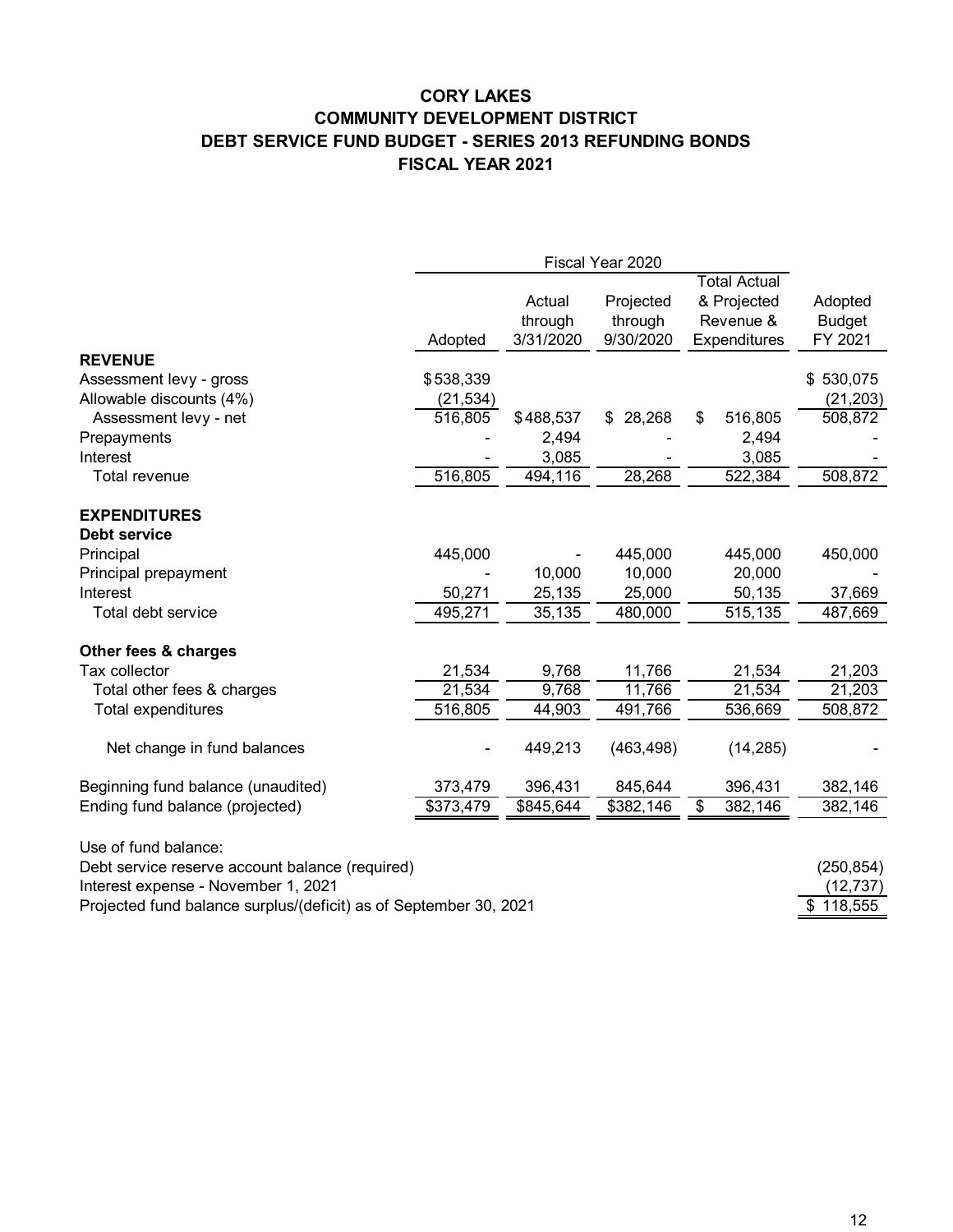# CORY LAKES
## COMMUNITY DEVELOPMENT DISTRICT
## DEBT SERVICE FUND BUDGET - SERIES 2013 REFUNDING BONDS
## FISCAL YEAR 2021

| | Fiscal Year 2020 | | | | |
|---|---|---|---|---|---|
| | Adopted | Actual through 3/31/2020 | Projected through 9/30/2020 | Total Actual & Projected Revenue & Expenditures | Adopted Budget FY 2021 |
| **REVENUE** | | | | | |
| Assessment levy - gross | $538,339 | | | | $ 530,075 |
| Allowable discounts (4%) | (21,534) | | | | (21,203) |
| Assessment levy - net | 516,805 | $488,537 | $ 28,268 | $ 516,805 | 508,872 |
| Prepayments | - | 2,494 | - | 2,494 | - |
| Interest | - | 3,085 | - | 3,085 | - |
| Total revenue | 516,805 | 494,116 | 28,268 | 522,384 | 508,872 |
| **EXPENDITURES** | | | | | |
| **Debt service** | | | | | |
| Principal | 445,000 | - | 445,000 | 445,000 | 450,000 |
| Principal prepayment | - | 10,000 | 10,000 | 20,000 | - |
| Interest | 50,271 | 25,135 | 25,000 | 50,135 | 37,669 |
| Total debt service | 495,271 | 35,135 | 480,000 | 515,135 | 487,669 |
| **Other fees & charges** | | | | | |
| Tax collector | 21,534 | 9,768 | 11,766 | 21,534 | 21,203 |
| Total other fees & charges | 21,534 | 9,768 | 11,766 | 21,534 | 21,203 |
| Total expenditures | 516,805 | 44,903 | 491,766 | 536,669 | 508,872 |
| Net change in fund balances | - | 449,213 | (463,498) | (14,285) | - |
| Beginning fund balance (unaudited) | 373,479 | 396,431 | 845,644 | 396,431 | 382,146 |
| Ending fund balance (projected) | $373,479 | $845,644 | $382,146 | $ 382,146 | 382,146 |

| Use of fund balance: | |
|---|---|
| Debt service reserve account balance (required) | (250,854) |
| Interest expense - November 1, 2021 | (12,737) |
| Projected fund balance surplus/(deficit) as of September 30, 2021 | $ 118,555 |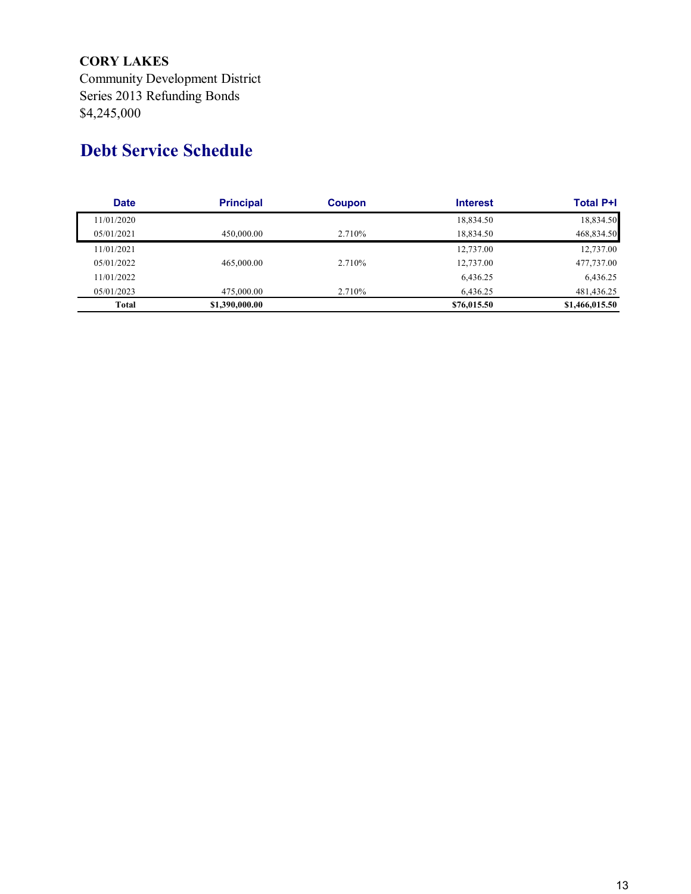**CORY LAKES**
Community Development District
Series 2013 Refunding Bonds
$4,245,000

## Debt Service Schedule

| Date | Principal | Coupon | Interest | Total P+I |
|---|---|---|---|---|
| 11/01/2020 | | | 18,834.50 | 18,834.50 |
| 05/01/2021 | 450,000.00 | 2.710% | 18,834.50 | 468,834.50 |
| 11/01/2021 | | | 12,737.00 | 12,737.00 |
| 05/01/2022 | 465,000.00 | 2.710% | 12,737.00 | 477,737.00 |
| 11/01/2022 | | | 6,436.25 | 6,436.25 |
| 05/01/2023 | 475,000.00 | 2.710% | 6,436.25 | 481,436.25 |
| **Total** | **$1,390,000.00** | | **$76,015.50** | **$1,466,015.50** |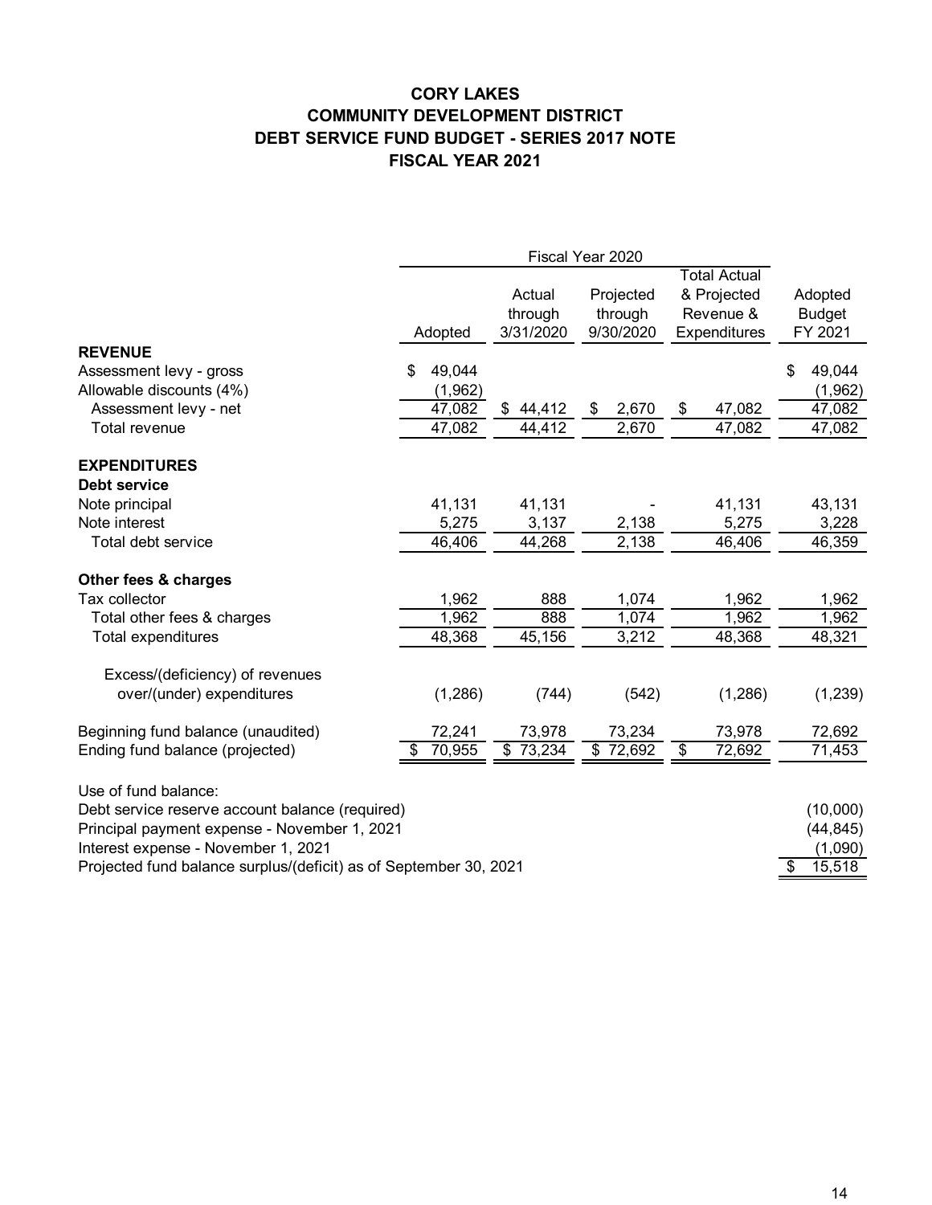# CORY LAKES
## COMMUNITY DEVELOPMENT DISTRICT
## DEBT SERVICE FUND BUDGET - SERIES 2017 NOTE
## FISCAL YEAR 2021

| | Fiscal Year 2020 | | | | |
|---|---|---|---|---|---|
| | Adopted | Actual through 3/31/2020 | Projected through 9/30/2020 | Total Actual & Projected Revenue & Expenditures | Adopted Budget FY 2021 |
| **REVENUE** | | | | | |
| Assessment levy - gross | $ 49,044 | | | | $ 49,044 |
| Allowable discounts (4%) | (1,962) | | | | (1,962) |
| Assessment levy - net | 47,082 | $ 44,412 | $ 2,670 | $ 47,082 | 47,082 |
| Total revenue | 47,082 | 44,412 | 2,670 | 47,082 | 47,082 |
| **EXPENDITURES** | | | | | |
| **Debt service** | | | | | |
| Note principal | 41,131 | 41,131 | - | 41,131 | 43,131 |
| Note interest | 5,275 | 3,137 | 2,138 | 5,275 | 3,228 |
| Total debt service | 46,406 | 44,268 | 2,138 | 46,406 | 46,359 |
| **Other fees & charges** | | | | | |
| Tax collector | 1,962 | 888 | 1,074 | 1,962 | 1,962 |
| Total other fees & charges | 1,962 | 888 | 1,074 | 1,962 | 1,962 |
| Total expenditures | 48,368 | 45,156 | 3,212 | 48,368 | 48,321 |
| Excess/(deficiency) of revenues over/(under) expenditures | (1,286) | (744) | (542) | (1,286) | (1,239) |
| Beginning fund balance (unaudited) | 72,241 | 73,978 | 73,234 | 73,978 | 72,692 |
| Ending fund balance (projected) | $ 70,955 | $ 73,234 | $ 72,692 | $ 72,692 | 71,453 |

| Use of fund balance: | |
|---|---|
| Debt service reserve account balance (required) | (10,000) |
| Principal payment expense - November 1, 2021 | (44,845) |
| Interest expense - November 1, 2021 | (1,090) |
| Projected fund balance surplus/(deficit) as of September 30, 2021 | $ 15,518 |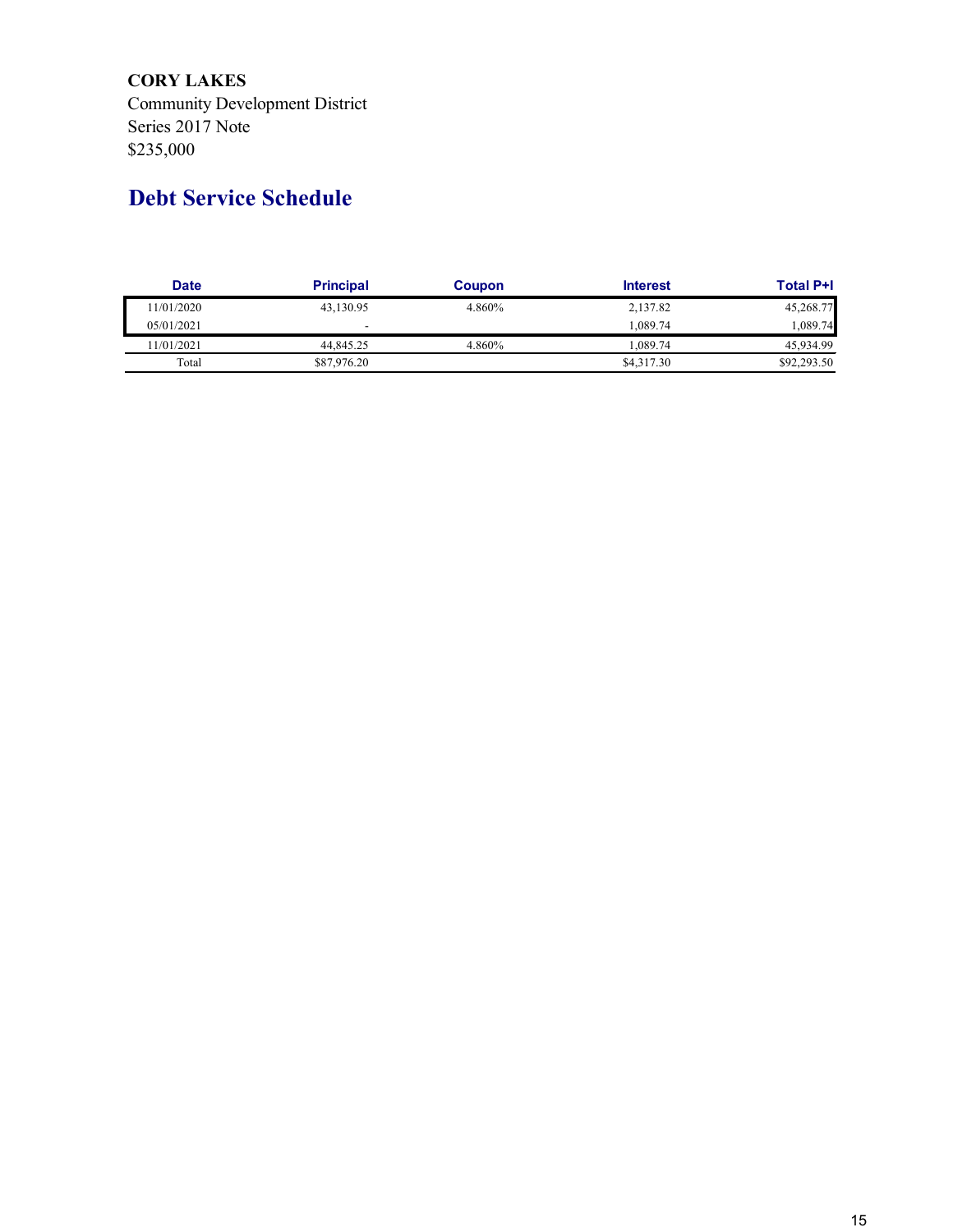**CORY LAKES**
Community Development District
Series 2017 Note
$235,000

## Debt Service Schedule

| Date | Principal | Coupon | Interest | Total P+I |
|---|---|---|---|---|
| 11/01/2020 | 43,130.95 | 4.860% | 2,137.82 | 45,268.77 |
| 05/01/2021 | - | | 1,089.74 | 1,089.74 |
| 11/01/2021 | 44,845.25 | 4.860% | 1,089.74 | 45,934.99 |
| Total | $87,976.20 | | $4,317.30 | $92,293.50 |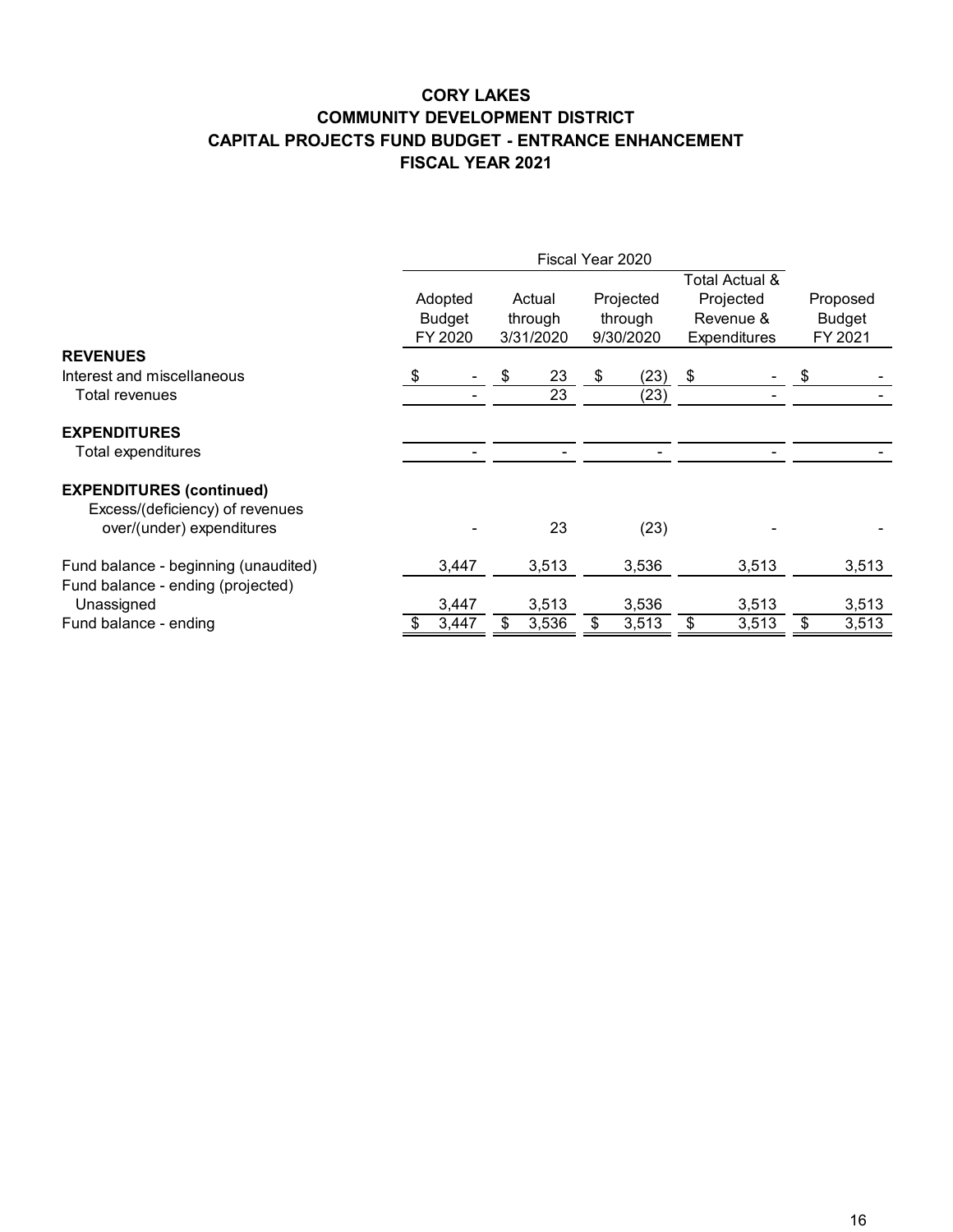# CORY LAKES
## COMMUNITY DEVELOPMENT DISTRICT
## CAPITAL PROJECTS FUND BUDGET - ENTRANCE ENHANCEMENT
## FISCAL YEAR 2021

| | Fiscal Year 2020 | | | | |
|---|---|---|---|---|---|
| | Adopted Budget FY 2020 | Actual through 3/31/2020 | Projected through 9/30/2020 | Total Actual & Projected Revenue & Expenditures | Proposed Budget FY 2021 |
| **REVENUES** | | | | | |
| Interest and miscellaneous | $ - | $ 23 | $ (23) | $ - | $ - |
| Total revenues | - | 23 | (23) | - | - |
| | | | | | |
| **EXPENDITURES** | | | | | |
| Total expenditures | - | - | - | - | - |
| | | | | | |
| **EXPENDITURES (continued)** | | | | | |
| Excess/(deficiency) of revenues over/(under) expenditures | - | 23 | (23) | - | - |
| | | | | | |
| Fund balance - beginning (unaudited) | 3,447 | 3,513 | 3,536 | 3,513 | 3,513 |
| Fund balance - ending (projected) | | | | | |
| Unassigned | 3,447 | 3,513 | 3,536 | 3,513 | 3,513 |
| Fund balance - ending | $ 3,447 | $ 3,536 | $ 3,513 | $ 3,513 | $ 3,513 |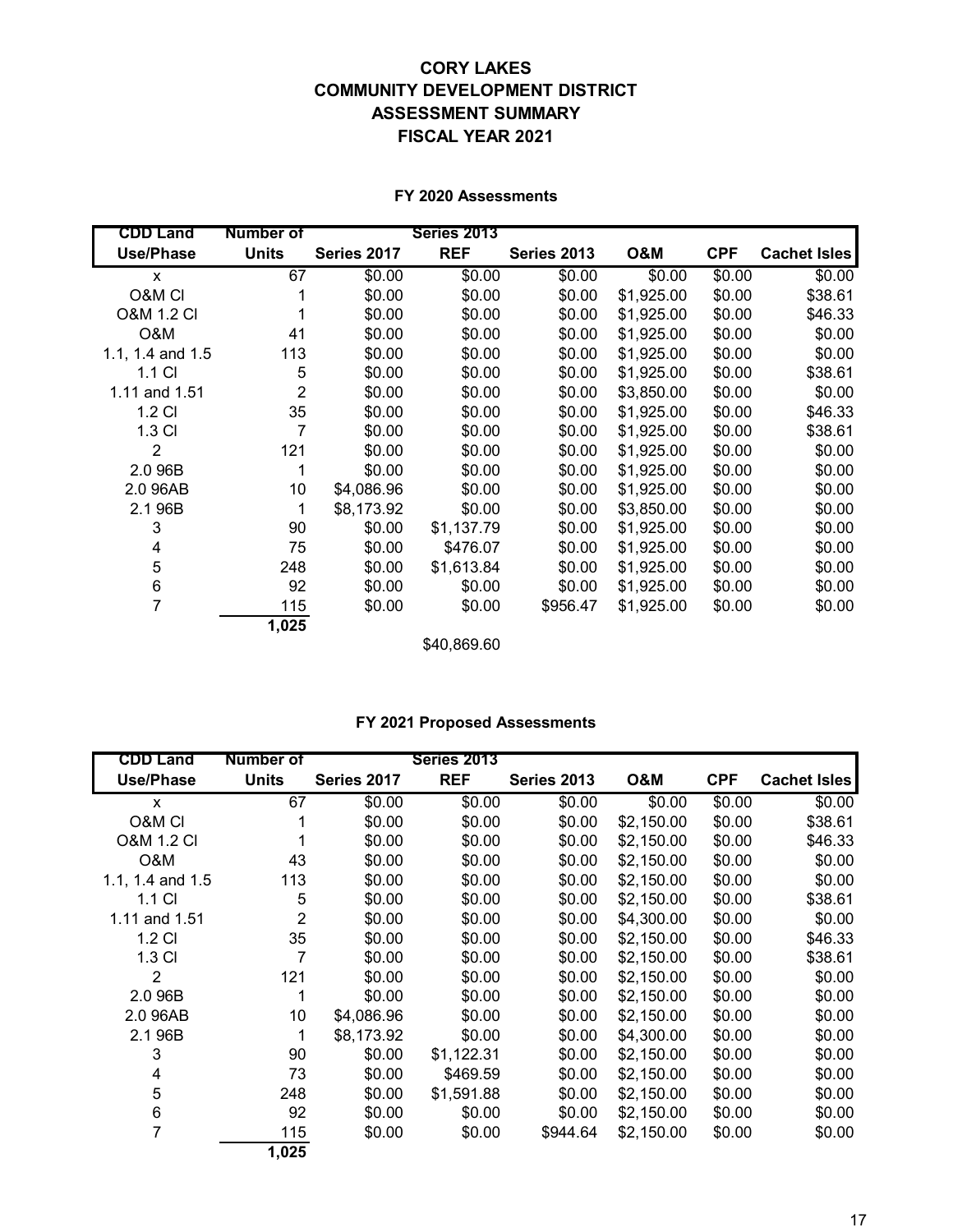# CORY LAKES
# COMMUNITY DEVELOPMENT DISTRICT
# ASSESSMENT SUMMARY
# FISCAL YEAR 2021

### FY 2020 Assessments

| CDD Land Use/Phase | Number of Units | Series 2017 | Series 2013 REF | Series 2013 | O&M | CPF | Cachet Isles |
|---|---|---|---|---|---|---|---|
| x | 67 | $0.00 | $0.00 | $0.00 | $0.00 | $0.00 | $0.00 |
| O&M CI | 1 | $0.00 | $0.00 | $0.00 | $1,925.00 | $0.00 | $38.61 |
| O&M 1.2 CI | 1 | $0.00 | $0.00 | $0.00 | $1,925.00 | $0.00 | $46.33 |
| O&M | 41 | $0.00 | $0.00 | $0.00 | $1,925.00 | $0.00 | $0.00 |
| 1.1, 1.4 and 1.5 | 113 | $0.00 | $0.00 | $0.00 | $1,925.00 | $0.00 | $0.00 |
| 1.1 CI | 5 | $0.00 | $0.00 | $0.00 | $1,925.00 | $0.00 | $38.61 |
| 1.11 and 1.51 | 2 | $0.00 | $0.00 | $0.00 | $3,850.00 | $0.00 | $0.00 |
| 1.2 CI | 35 | $0.00 | $0.00 | $0.00 | $1,925.00 | $0.00 | $46.33 |
| 1.3 CI | 7 | $0.00 | $0.00 | $0.00 | $1,925.00 | $0.00 | $38.61 |
| 2 | 121 | $0.00 | $0.00 | $0.00 | $1,925.00 | $0.00 | $0.00 |
| 2.0 96B | 1 | $0.00 | $0.00 | $0.00 | $1,925.00 | $0.00 | $0.00 |
| 2.0 96AB | 10 | $4,086.96 | $0.00 | $0.00 | $1,925.00 | $0.00 | $0.00 |
| 2.1 96B | 1 | $8,173.92 | $0.00 | $0.00 | $3,850.00 | $0.00 | $0.00 |
| 3 | 90 | $0.00 | $1,137.79 | $0.00 | $1,925.00 | $0.00 | $0.00 |
| 4 | 75 | $0.00 | $476.07 | $0.00 | $1,925.00 | $0.00 | $0.00 |
| 5 | 248 | $0.00 | $1,613.84 | $0.00 | $1,925.00 | $0.00 | $0.00 |
| 6 | 92 | $0.00 | $0.00 | $0.00 | $1,925.00 | $0.00 | $0.00 |
| 7 | 115 | $0.00 | $0.00 | $956.47 | $1,925.00 | $0.00 | $0.00 |
| | **1,025** | | | | | | |
| | | | $40,869.60 | | | | |

### FY 2021 Proposed Assessments

| CDD Land Use/Phase | Number of Units | Series 2017 | Series 2013 REF | Series 2013 | O&M | CPF | Cachet Isles |
|---|---|---|---|---|---|---|---|
| x | 67 | $0.00 | $0.00 | $0.00 | $0.00 | $0.00 | $0.00 |
| O&M CI | 1 | $0.00 | $0.00 | $0.00 | $2,150.00 | $0.00 | $38.61 |
| O&M 1.2 CI | 1 | $0.00 | $0.00 | $0.00 | $2,150.00 | $0.00 | $46.33 |
| O&M | 43 | $0.00 | $0.00 | $0.00 | $2,150.00 | $0.00 | $0.00 |
| 1.1, 1.4 and 1.5 | 113 | $0.00 | $0.00 | $0.00 | $2,150.00 | $0.00 | $0.00 |
| 1.1 CI | 5 | $0.00 | $0.00 | $0.00 | $2,150.00 | $0.00 | $38.61 |
| 1.11 and 1.51 | 2 | $0.00 | $0.00 | $0.00 | $4,300.00 | $0.00 | $0.00 |
| 1.2 CI | 35 | $0.00 | $0.00 | $0.00 | $2,150.00 | $0.00 | $46.33 |
| 1.3 CI | 7 | $0.00 | $0.00 | $0.00 | $2,150.00 | $0.00 | $38.61 |
| 2 | 121 | $0.00 | $0.00 | $0.00 | $2,150.00 | $0.00 | $0.00 |
| 2.0 96B | 1 | $0.00 | $0.00 | $0.00 | $2,150.00 | $0.00 | $0.00 |
| 2.0 96AB | 10 | $4,086.96 | $0.00 | $0.00 | $2,150.00 | $0.00 | $0.00 |
| 2.1 96B | 1 | $8,173.92 | $0.00 | $0.00 | $4,300.00 | $0.00 | $0.00 |
| 3 | 90 | $0.00 | $1,122.31 | $0.00 | $2,150.00 | $0.00 | $0.00 |
| 4 | 73 | $0.00 | $469.59 | $0.00 | $2,150.00 | $0.00 | $0.00 |
| 5 | 248 | $0.00 | $1,591.88 | $0.00 | $2,150.00 | $0.00 | $0.00 |
| 6 | 92 | $0.00 | $0.00 | $0.00 | $2,150.00 | $0.00 | $0.00 |
| 7 | 115 | $0.00 | $0.00 | $944.64 | $2,150.00 | $0.00 | $0.00 |
| | **1,025** | | | | | | |